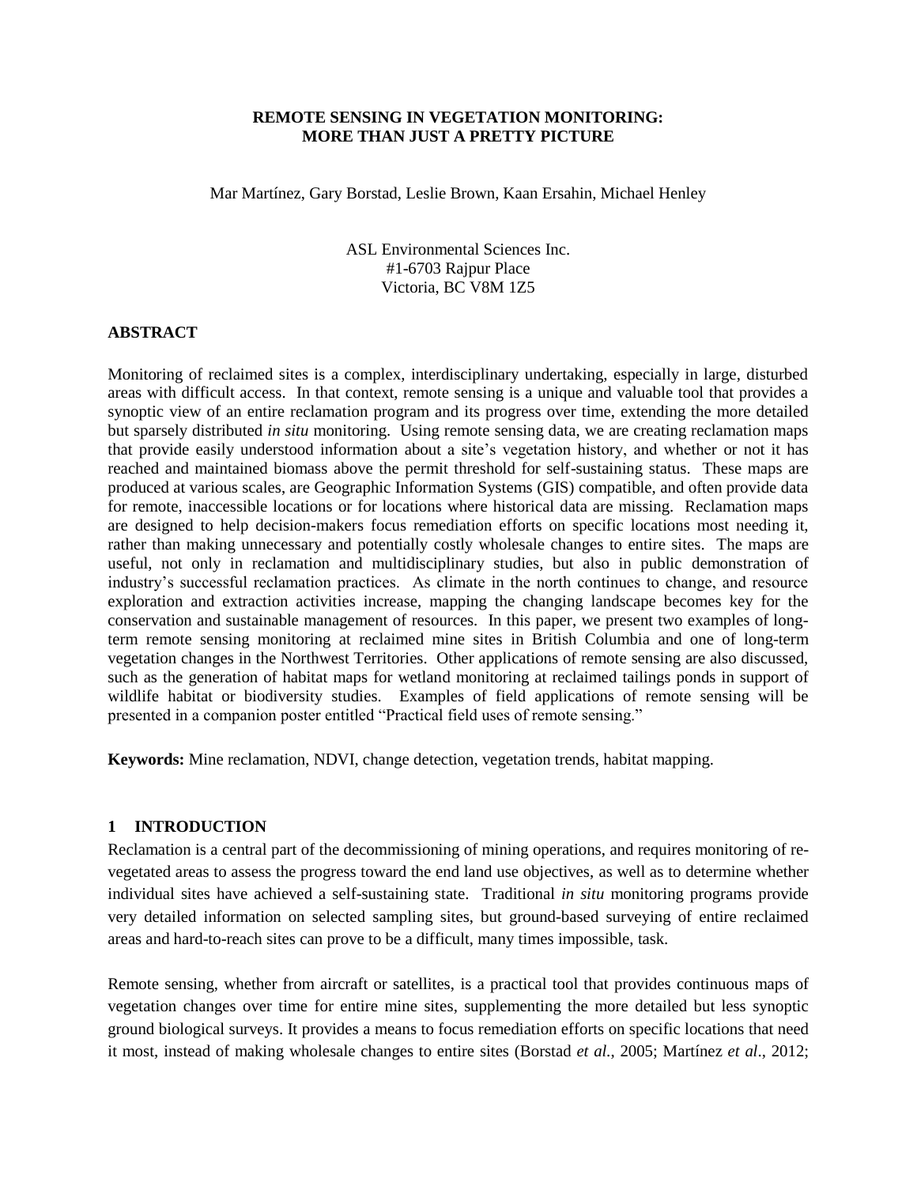# REMOTE SENSING IN VEGETATION MONITORING: MORE THAN JUST A PRETTY PICTURE

Mar Martínez, Gary Borstad, Leslie Brown, Kaan Ersahin, Michael Henley

ASL Environmental Sciences Inc.
#1-6703 Rajpur Place
Victoria, BC V8M 1Z5

## ABSTRACT

Monitoring of reclaimed sites is a complex, interdisciplinary undertaking, especially in large, disturbed areas with difficult access. In that context, remote sensing is a unique and valuable tool that provides a synoptic view of an entire reclamation program and its progress over time, extending the more detailed but sparsely distributed *in situ* monitoring. Using remote sensing data, we are creating reclamation maps that provide easily understood information about a site's vegetation history, and whether or not it has reached and maintained biomass above the permit threshold for self-sustaining status. These maps are produced at various scales, are Geographic Information Systems (GIS) compatible, and often provide data for remote, inaccessible locations or for locations where historical data are missing. Reclamation maps are designed to help decision-makers focus remediation efforts on specific locations most needing it, rather than making unnecessary and potentially costly wholesale changes to entire sites. The maps are useful, not only in reclamation and multidisciplinary studies, but also in public demonstration of industry's successful reclamation practices. As climate in the north continues to change, and resource exploration and extraction activities increase, mapping the changing landscape becomes key for the conservation and sustainable management of resources. In this paper, we present two examples of long-term remote sensing monitoring at reclaimed mine sites in British Columbia and one of long-term vegetation changes in the Northwest Territories. Other applications of remote sensing are also discussed, such as the generation of habitat maps for wetland monitoring at reclaimed tailings ponds in support of wildlife habitat or biodiversity studies. Examples of field applications of remote sensing will be presented in a companion poster entitled "Practical field uses of remote sensing."

**Keywords:** Mine reclamation, NDVI, change detection, vegetation trends, habitat mapping.

## 1 INTRODUCTION

Reclamation is a central part of the decommissioning of mining operations, and requires monitoring of re-vegetated areas to assess the progress toward the end land use objectives, as well as to determine whether individual sites have achieved a self-sustaining state. Traditional *in situ* monitoring programs provide very detailed information on selected sampling sites, but ground-based surveying of entire reclaimed areas and hard-to-reach sites can prove to be a difficult, many times impossible, task.

Remote sensing, whether from aircraft or satellites, is a practical tool that provides continuous maps of vegetation changes over time for entire mine sites, supplementing the more detailed but less synoptic ground biological surveys. It provides a means to focus remediation efforts on specific locations that need it most, instead of making wholesale changes to entire sites (Borstad *et al.*, 2005; Martínez *et al*., 2012;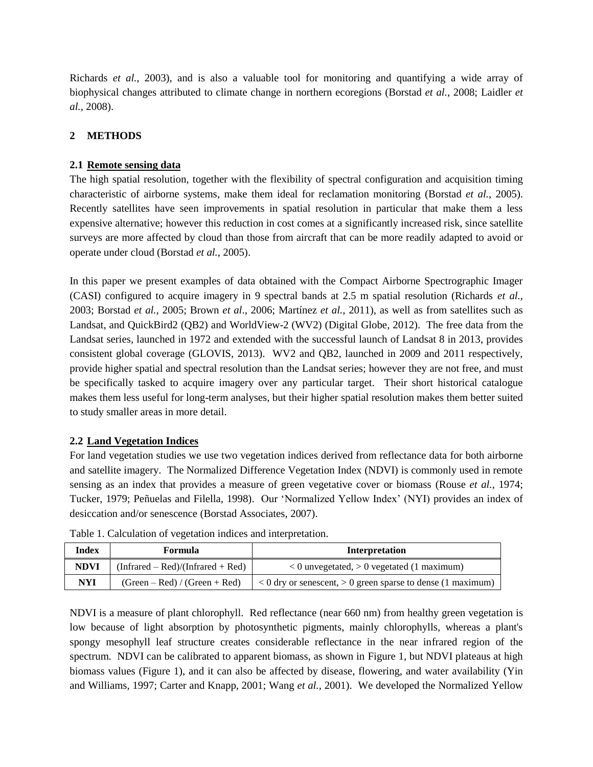Richards *et al.*, 2003), and is also a valuable tool for monitoring and quantifying a wide array of biophysical changes attributed to climate change in northern ecoregions (Borstad *et al.*, 2008; Laidler *et al.*, 2008).

## 2 METHODS

### 2.1 Remote sensing data

The high spatial resolution, together with the flexibility of spectral configuration and acquisition timing characteristic of airborne systems, make them ideal for reclamation monitoring (Borstad *et al.*, 2005). Recently satellites have seen improvements in spatial resolution in particular that make them a less expensive alternative; however this reduction in cost comes at a significantly increased risk, since satellite surveys are more affected by cloud than those from aircraft that can be more readily adapted to avoid or operate under cloud (Borstad *et al.*, 2005).

In this paper we present examples of data obtained with the Compact Airborne Spectrographic Imager (CASI) configured to acquire imagery in 9 spectral bands at 2.5 m spatial resolution (Richards *et al.*, 2003; Borstad *et al.*, 2005; Brown *et al*., 2006; Martínez *et al.*, 2011), as well as from satellites such as Landsat, and QuickBird2 (QB2) and WorldView-2 (WV2) (Digital Globe, 2012). The free data from the Landsat series, launched in 1972 and extended with the successful launch of Landsat 8 in 2013, provides consistent global coverage (GLOVIS, 2013). WV2 and QB2, launched in 2009 and 2011 respectively, provide higher spatial and spectral resolution than the Landsat series; however they are not free, and must be specifically tasked to acquire imagery over any particular target. Their short historical catalogue makes them less useful for long-term analyses, but their higher spatial resolution makes them better suited to study smaller areas in more detail.

### 2.2 Land Vegetation Indices

For land vegetation studies we use two vegetation indices derived from reflectance data for both airborne and satellite imagery. The Normalized Difference Vegetation Index (NDVI) is commonly used in remote sensing as an index that provides a measure of green vegetative cover or biomass (Rouse *et al.*, 1974; Tucker, 1979; Peñuelas and Filella, 1998). Our 'Normalized Yellow Index' (NYI) provides an index of desiccation and/or senescence (Borstad Associates, 2007).

Table 1. Calculation of vegetation indices and interpretation.

| Index | Formula | Interpretation |
|---|---|---|
| **NDVI** | (Infrared – Red)/(Infrared + Red) | < 0 unvegetated, > 0 vegetated (1 maximum) |
| **NYI** | (Green – Red) / (Green + Red) | < 0 dry or senescent, > 0 green sparse to dense (1 maximum) |

NDVI is a measure of plant chlorophyll. Red reflectance (near 660 nm) from healthy green vegetation is low because of light absorption by photosynthetic pigments, mainly chlorophylls, whereas a plant's spongy mesophyll leaf structure creates considerable reflectance in the near infrared region of the spectrum. NDVI can be calibrated to apparent biomass, as shown in Figure 1, but NDVI plateaus at high biomass values (Figure 1), and it can also be affected by disease, flowering, and water availability (Yin and Williams, 1997; Carter and Knapp, 2001; Wang *et al.*, 2001). We developed the Normalized Yellow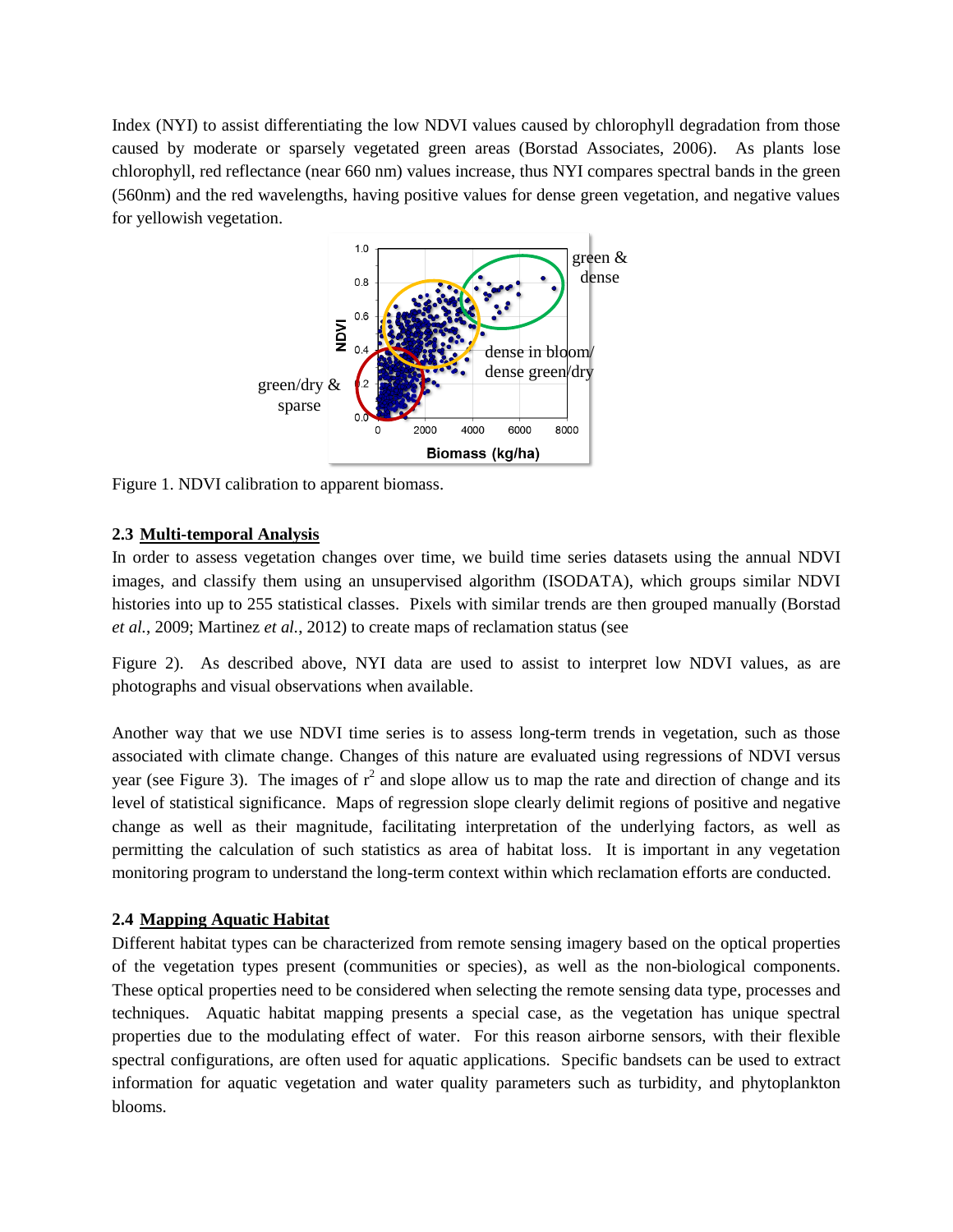Index (NYI) to assist differentiating the low NDVI values caused by chlorophyll degradation from those caused by moderate or sparsely vegetated green areas (Borstad Associates, 2006). As plants lose chlorophyll, red reflectance (near 660 nm) values increase, thus NYI compares spectral bands in the green (560nm) and the red wavelengths, having positive values for dense green vegetation, and negative values for yellowish vegetation.

Figure 1. NDVI calibration to apparent biomass.

### 2.3 Multi-temporal Analysis

In order to assess vegetation changes over time, we build time series datasets using the annual NDVI images, and classify them using an unsupervised algorithm (ISODATA), which groups similar NDVI histories into up to 255 statistical classes. Pixels with similar trends are then grouped manually (Borstad *et al.*, 2009; Martinez *et al.*, 2012) to create maps of reclamation status (see

Figure 2). As described above, NYI data are used to assist to interpret low NDVI values, as are photographs and visual observations when available.

Another way that we use NDVI time series is to assess long-term trends in vegetation, such as those associated with climate change. Changes of this nature are evaluated using regressions of NDVI versus year (see Figure 3). The images of $r^2$ and slope allow us to map the rate and direction of change and its level of statistical significance. Maps of regression slope clearly delimit regions of positive and negative change as well as their magnitude, facilitating interpretation of the underlying factors, as well as permitting the calculation of such statistics as area of habitat loss. It is important in any vegetation monitoring program to understand the long-term context within which reclamation efforts are conducted.

### 2.4 Mapping Aquatic Habitat

Different habitat types can be characterized from remote sensing imagery based on the optical properties of the vegetation types present (communities or species), as well as the non-biological components. These optical properties need to be considered when selecting the remote sensing data type, processes and techniques. Aquatic habitat mapping presents a special case, as the vegetation has unique spectral properties due to the modulating effect of water. For this reason airborne sensors, with their flexible spectral configurations, are often used for aquatic applications. Specific bandsets can be used to extract information for aquatic vegetation and water quality parameters such as turbidity, and phytoplankton blooms.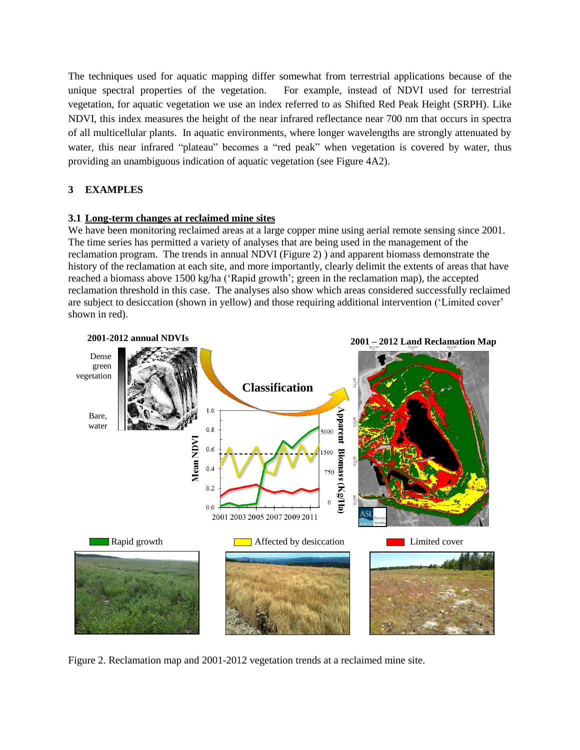The techniques used for aquatic mapping differ somewhat from terrestrial applications because of the unique spectral properties of the vegetation. For example, instead of NDVI used for terrestrial vegetation, for aquatic vegetation we use an index referred to as Shifted Red Peak Height (SRPH). Like NDVI, this index measures the height of the near infrared reflectance near 700 nm that occurs in spectra of all multicellular plants. In aquatic environments, where longer wavelengths are strongly attenuated by water, this near infrared "plateau" becomes a "red peak" when vegetation is covered by water, thus providing an unambiguous indication of aquatic vegetation (see Figure 4A2).

# 3 EXAMPLES

## 3.1 Long-term changes at reclaimed mine sites

We have been monitoring reclaimed areas at a large copper mine using aerial remote sensing since 2001. The time series has permitted a variety of analyses that are being used in the management of the reclamation program. The trends in annual NDVI (Figure 2) ) and apparent biomass demonstrate the history of the reclamation at each site, and more importantly, clearly delimit the extents of areas that have reached a biomass above 1500 kg/ha ('Rapid growth'; green in the reclamation map), the accepted reclamation threshold in this case. The analyses also show which areas considered successfully reclaimed are subject to desiccation (shown in yellow) and those requiring additional intervention ('Limited cover' shown in red).

Figure 2. Reclamation map and 2001-2012 vegetation trends at a reclaimed mine site.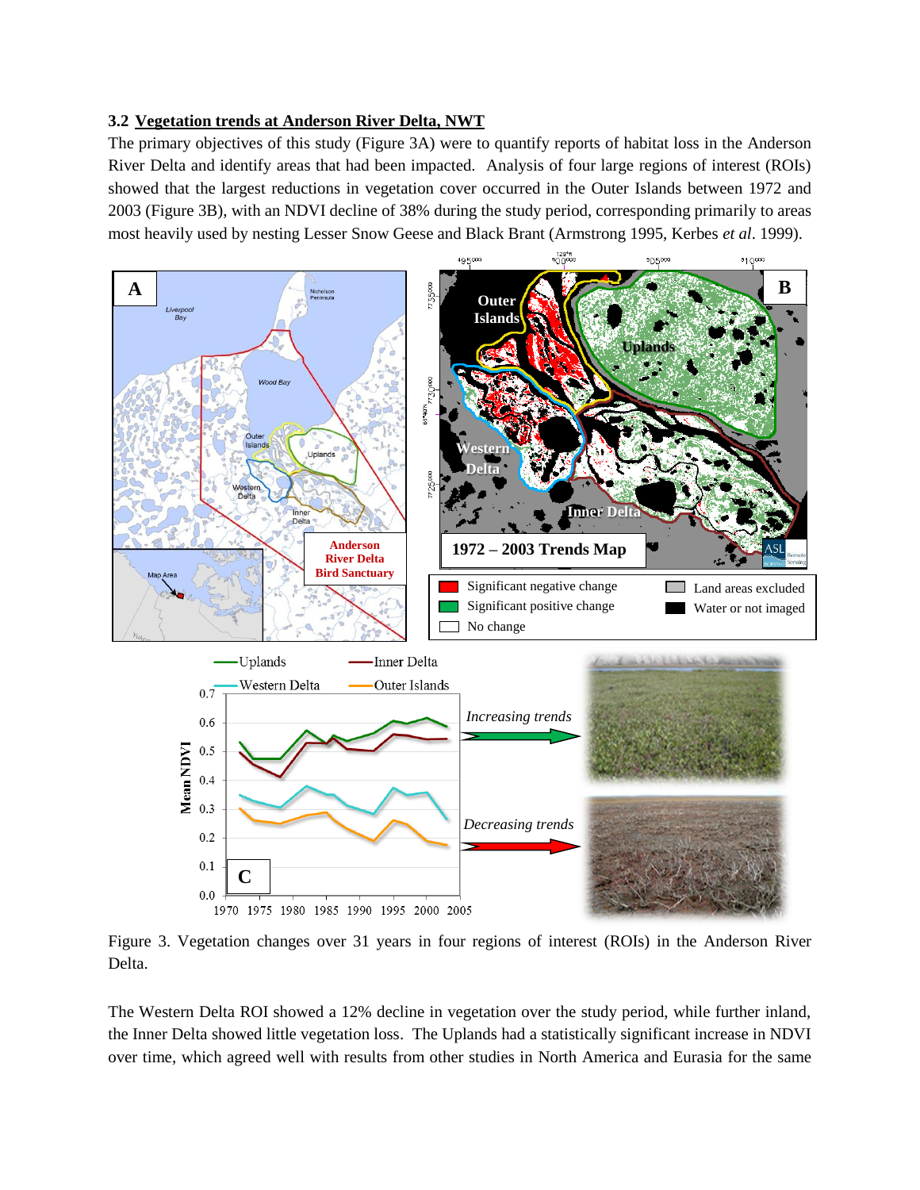### 3.2 Vegetation trends at Anderson River Delta, NWT

The primary objectives of this study (Figure 3A) were to quantify reports of habitat loss in the Anderson River Delta and identify areas that had been impacted. Analysis of four large regions of interest (ROIs) showed that the largest reductions in vegetation cover occurred in the Outer Islands between 1972 and 2003 (Figure 3B), with an NDVI decline of 38% during the study period, corresponding primarily to areas most heavily used by nesting Lesser Snow Geese and Black Brant (Armstrong 1995, Kerbes *et al*. 1999).

Figure 3. Vegetation changes over 31 years in four regions of interest (ROIs) in the Anderson River Delta.

The Western Delta ROI showed a 12% decline in vegetation over the study period, while further inland, the Inner Delta showed little vegetation loss. The Uplands had a statistically significant increase in NDVI over time, which agreed well with results from other studies in North America and Eurasia for the same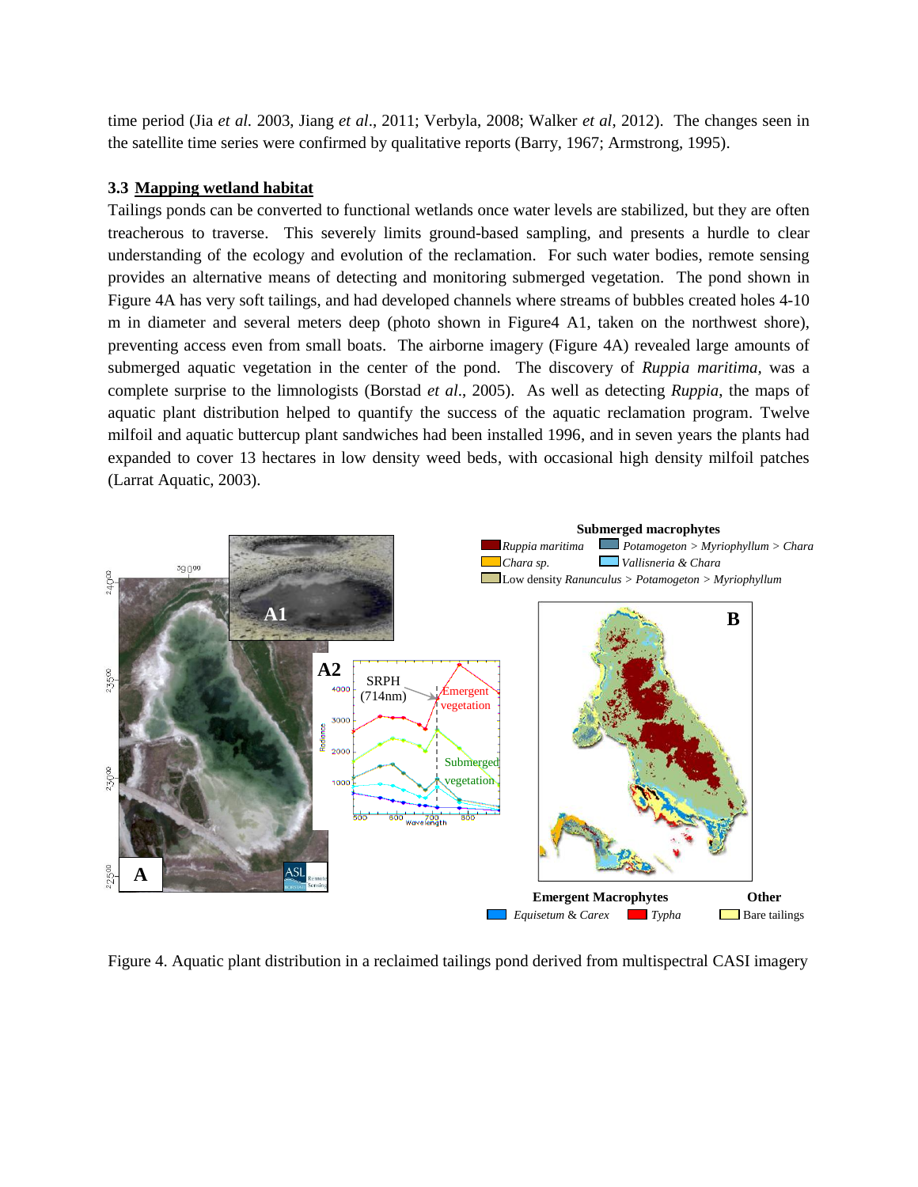time period (Jia *et al.* 2003, Jiang *et al*., 2011; Verbyla, 2008; Walker *et al*, 2012). The changes seen in the satellite time series were confirmed by qualitative reports (Barry, 1967; Armstrong, 1995).

### 3.3 Mapping wetland habitat

Tailings ponds can be converted to functional wetlands once water levels are stabilized, but they are often treacherous to traverse. This severely limits ground-based sampling, and presents a hurdle to clear understanding of the ecology and evolution of the reclamation. For such water bodies, remote sensing provides an alternative means of detecting and monitoring submerged vegetation. The pond shown in Figure 4A has very soft tailings, and had developed channels where streams of bubbles created holes 4-10 m in diameter and several meters deep (photo shown in Figure4 A1, taken on the northwest shore), preventing access even from small boats. The airborne imagery (Figure 4A) revealed large amounts of submerged aquatic vegetation in the center of the pond. The discovery of *Ruppia maritima*, was a complete surprise to the limnologists (Borstad *et al*., 2005). As well as detecting *Ruppia*, the maps of aquatic plant distribution helped to quantify the success of the aquatic reclamation program. Twelve milfoil and aquatic buttercup plant sandwiches had been installed 1996, and in seven years the plants had expanded to cover 13 hectares in low density weed beds, with occasional high density milfoil patches (Larrat Aquatic, 2003).

Figure 4. Aquatic plant distribution in a reclaimed tailings pond derived from multispectral CASI imagery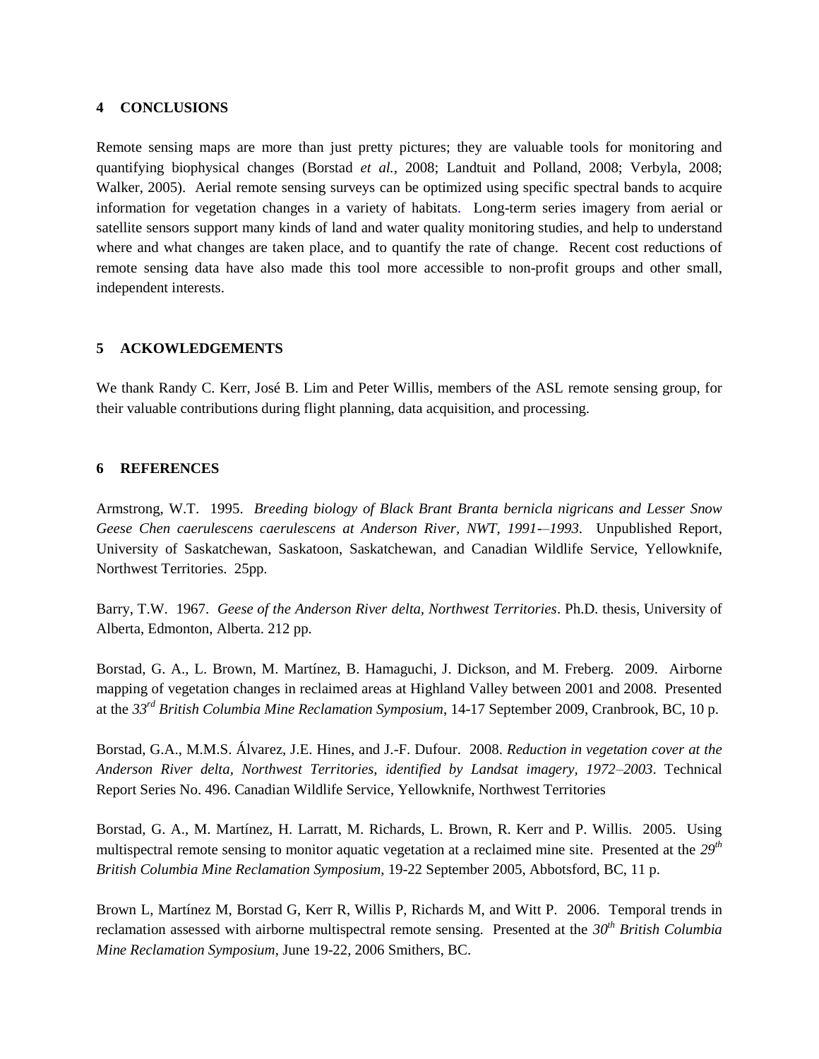## 4 CONCLUSIONS

Remote sensing maps are more than just pretty pictures; they are valuable tools for monitoring and quantifying biophysical changes (Borstad *et al.*, 2008; Landtuit and Polland, 2008; Verbyla, 2008; Walker, 2005). Aerial remote sensing surveys can be optimized using specific spectral bands to acquire information for vegetation changes in a variety of habitats. Long-term series imagery from aerial or satellite sensors support many kinds of land and water quality monitoring studies, and help to understand where and what changes are taken place, and to quantify the rate of change. Recent cost reductions of remote sensing data have also made this tool more accessible to non-profit groups and other small, independent interests.

## 5 ACKOWLEDGEMENTS

We thank Randy C. Kerr, José B. Lim and Peter Willis, members of the ASL remote sensing group, for their valuable contributions during flight planning, data acquisition, and processing.

## 6 REFERENCES

Armstrong, W.T. 1995. *Breeding biology of Black Brant Branta bernicla nigricans and Lesser Snow Geese Chen caerulescens caerulescens at Anderson River, NWT, 1991-–1993*. Unpublished Report, University of Saskatchewan, Saskatoon, Saskatchewan, and Canadian Wildlife Service, Yellowknife, Northwest Territories. 25pp.

Barry, T.W. 1967. *Geese of the Anderson River delta, Northwest Territories*. Ph.D. thesis, University of Alberta, Edmonton, Alberta. 212 pp.

Borstad, G. A., L. Brown, M. Martínez, B. Hamaguchi, J. Dickson, and M. Freberg. 2009. Airborne mapping of vegetation changes in reclaimed areas at Highland Valley between 2001 and 2008. Presented at the *33rd British Columbia Mine Reclamation Symposium*, 14-17 September 2009, Cranbrook, BC, 10 p.

Borstad, G.A., M.M.S. Álvarez, J.E. Hines, and J.-F. Dufour. 2008. *Reduction in vegetation cover at the Anderson River delta, Northwest Territories, identified by Landsat imagery, 1972–2003*. Technical Report Series No. 496. Canadian Wildlife Service, Yellowknife, Northwest Territories

Borstad, G. A., M. Martínez, H. Larratt, M. Richards, L. Brown, R. Kerr and P. Willis. 2005. Using multispectral remote sensing to monitor aquatic vegetation at a reclaimed mine site. Presented at the *29th British Columbia Mine Reclamation Symposium*, 19-22 September 2005, Abbotsford, BC, 11 p.

Brown L, Martínez M, Borstad G, Kerr R, Willis P, Richards M, and Witt P. 2006. Temporal trends in reclamation assessed with airborne multispectral remote sensing. Presented at the *30th British Columbia Mine Reclamation Symposium*, June 19-22, 2006 Smithers, BC.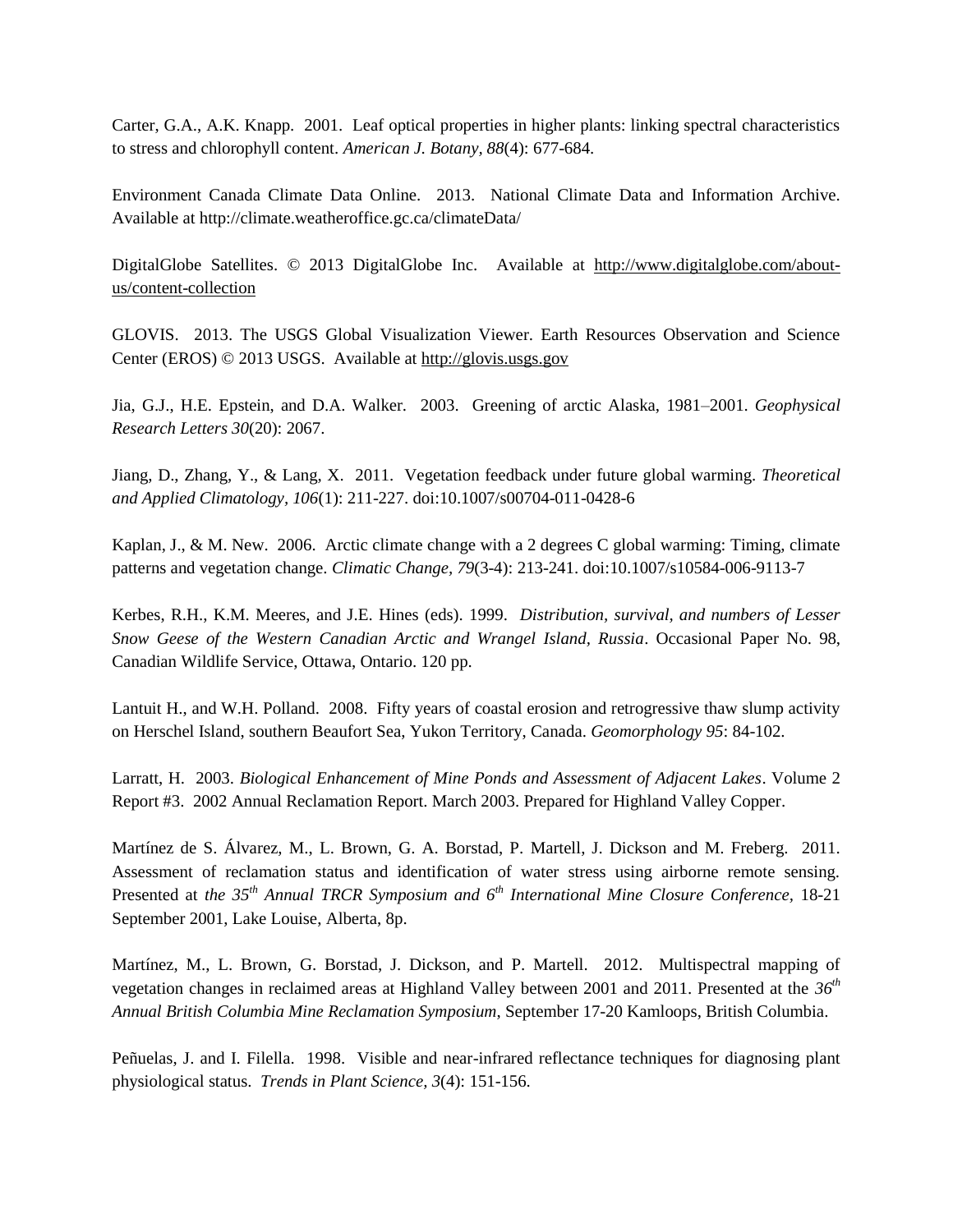Carter, G.A., A.K. Knapp. 2001. Leaf optical properties in higher plants: linking spectral characteristics to stress and chlorophyll content. *American J. Botany, 88*(4): 677-684.

Environment Canada Climate Data Online. 2013. National Climate Data and Information Archive. Available at http://climate.weatheroffice.gc.ca/climateData/

DigitalGlobe Satellites. © 2013 DigitalGlobe Inc. Available at http://www.digitalglobe.com/about-us/content-collection

GLOVIS. 2013. The USGS Global Visualization Viewer. Earth Resources Observation and Science Center (EROS) © 2013 USGS. Available at http://glovis.usgs.gov

Jia, G.J., H.E. Epstein, and D.A. Walker. 2003. Greening of arctic Alaska, 1981–2001. *Geophysical Research Letters 30*(20): 2067.

Jiang, D., Zhang, Y., & Lang, X. 2011. Vegetation feedback under future global warming. *Theoretical and Applied Climatology, 106*(1): 211-227. doi:10.1007/s00704-011-0428-6

Kaplan, J., & M. New. 2006. Arctic climate change with a 2 degrees C global warming: Timing, climate patterns and vegetation change. *Climatic Change, 79*(3-4): 213-241. doi:10.1007/s10584-006-9113-7

Kerbes, R.H., K.M. Meeres, and J.E. Hines (eds). 1999. *Distribution, survival, and numbers of Lesser Snow Geese of the Western Canadian Arctic and Wrangel Island, Russia*. Occasional Paper No. 98, Canadian Wildlife Service, Ottawa, Ontario. 120 pp.

Lantuit H., and W.H. Polland. 2008. Fifty years of coastal erosion and retrogressive thaw slump activity on Herschel Island, southern Beaufort Sea, Yukon Territory, Canada. *Geomorphology 95*: 84-102.

Larratt, H. 2003. *Biological Enhancement of Mine Ponds and Assessment of Adjacent Lakes*. Volume 2 Report #3. 2002 Annual Reclamation Report. March 2003. Prepared for Highland Valley Copper.

Martínez de S. Álvarez, M., L. Brown, G. A. Borstad, P. Martell, J. Dickson and M. Freberg. 2011. Assessment of reclamation status and identification of water stress using airborne remote sensing. Presented at *the 35th Annual TRCR Symposium and 6th International Mine Closure Conference*, 18-21 September 2001, Lake Louise, Alberta, 8p.

Martínez, M., L. Brown, G. Borstad, J. Dickson, and P. Martell. 2012. Multispectral mapping of vegetation changes in reclaimed areas at Highland Valley between 2001 and 2011. Presented at the *36th Annual British Columbia Mine Reclamation Symposium*, September 17-20 Kamloops, British Columbia.

Peñuelas, J. and I. Filella. 1998. Visible and near-infrared reflectance techniques for diagnosing plant physiological status. *Trends in Plant Science, 3*(4): 151-156.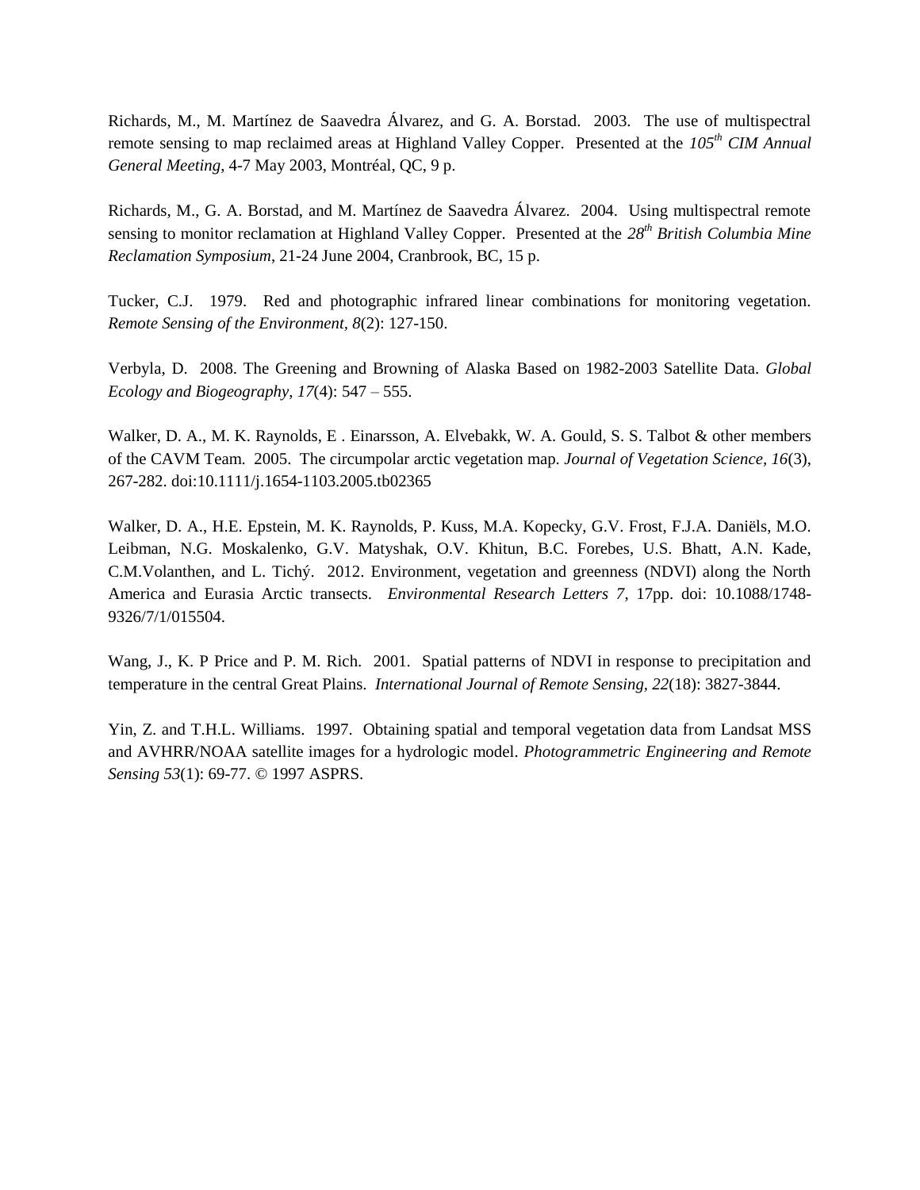Richards, M., M. Martínez de Saavedra Álvarez, and G. A. Borstad. 2003. The use of multispectral remote sensing to map reclaimed areas at Highland Valley Copper. Presented at the *105th CIM Annual General Meeting*, 4-7 May 2003, Montréal, QC, 9 p.

Richards, M., G. A. Borstad, and M. Martínez de Saavedra Álvarez. 2004. Using multispectral remote sensing to monitor reclamation at Highland Valley Copper. Presented at the *28th British Columbia Mine Reclamation Symposium*, 21-24 June 2004, Cranbrook, BC, 15 p.

Tucker, C.J. 1979. Red and photographic infrared linear combinations for monitoring vegetation. *Remote Sensing of the Environment, 8*(2): 127-150.

Verbyla, D. 2008. The Greening and Browning of Alaska Based on 1982-2003 Satellite Data. *Global Ecology and Biogeography, 17*(4): 547 – 555.

Walker, D. A., M. K. Raynolds, E . Einarsson, A. Elvebakk, W. A. Gould, S. S. Talbot & other members of the CAVM Team. 2005. The circumpolar arctic vegetation map. *Journal of Vegetation Science, 16*(3), 267-282. doi:10.1111/j.1654-1103.2005.tb02365

Walker, D. A., H.E. Epstein, M. K. Raynolds, P. Kuss, M.A. Kopecky, G.V. Frost, F.J.A. Daniëls, M.O. Leibman, N.G. Moskalenko, G.V. Matyshak, O.V. Khitun, B.C. Forebes, U.S. Bhatt, A.N. Kade, C.M.Volanthen, and L. Tichý. 2012. Environment, vegetation and greenness (NDVI) along the North America and Eurasia Arctic transects. *Environmental Research Letters 7*, 17pp. doi: 10.1088/1748-9326/7/1/015504.

Wang, J., K. P Price and P. M. Rich. 2001. Spatial patterns of NDVI in response to precipitation and temperature in the central Great Plains. *International Journal of Remote Sensing, 22*(18): 3827-3844.

Yin, Z. and T.H.L. Williams. 1997. Obtaining spatial and temporal vegetation data from Landsat MSS and AVHRR/NOAA satellite images for a hydrologic model. *Photogrammetric Engineering and Remote Sensing 53*(1): 69-77. © 1997 ASPRS.